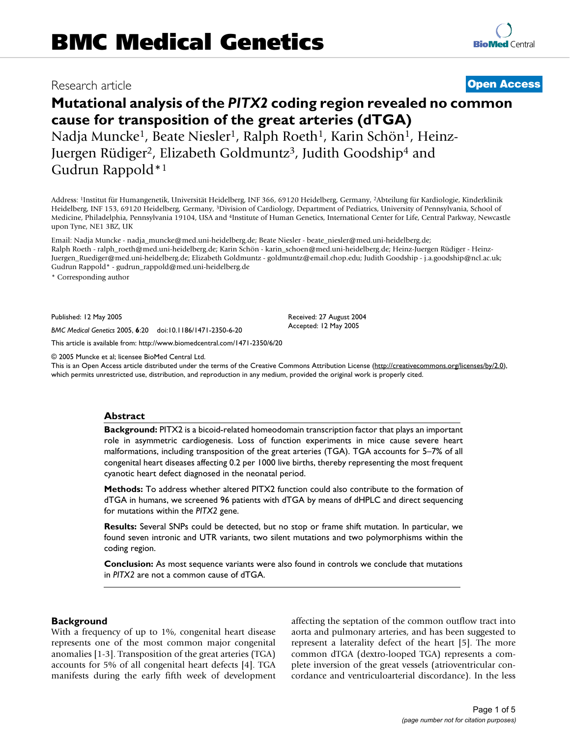Research article

**Open Access**

# Mutational analysis of the *PITX2* coding region revealed no common cause for transposition of the great arteries (dTGA)

Nadja Muncke[1], Beate Niesler[1], Ralph Roeth[1], Karin Schön[1], Heinz-Juergen Rüdiger[2], Elizabeth Goldmuntz[3], Judith Goodship[4] and Gudrun Rappold*[1]

Address: [1]Institut für Humangenetik, Universität Heidelberg, INF 366, 69120 Heidelberg, Germany, [2]Abteilung für Kardiologie, Kinderklinik Heidelberg, INF 153, 69120 Heidelberg, Germany, [3]Division of Cardiology, Department of Pediatrics, University of Pennsylvania, School of Medicine, Philadelphia, Pennsylvania 19104, USA and [4]Institute of Human Genetics, International Center for Life, Central Parkway, Newcastle upon Tyne, NE1 3BZ, UK

Email: Nadja Muncke - nadja_muncke@med.uni-heidelberg.de; Beate Niesler - beate_niesler@med.uni-heidelberg.de; Ralph Roeth - ralph_roeth@med.uni-heidelberg.de; Karin Schön - karin_schoen@med.uni-heidelberg.de; Heinz-Juergen Rüdiger - Heinz-Juergen_Ruediger@med.uni-heidelberg.de; Elizabeth Goldmuntz - goldmuntz@email.chop.edu; Judith Goodship - j.a.goodship@ncl.ac.uk; Gudrun Rappold* - gudrun_rappold@med.uni-heidelberg.de

* Corresponding author

Published: 12 May 2005

*BMC Medical Genetics* 2005, **6**:20 doi:10.1186/1471-2350-6-20

Received: 27 August 2004
Accepted: 12 May 2005

This article is available from: http://www.biomedcentral.com/1471-2350/6/20

© 2005 Muncke et al; licensee BioMed Central Ltd.
This is an Open Access article distributed under the terms of the Creative Commons Attribution License (http://creativecommons.org/licenses/by/2.0), which permits unrestricted use, distribution, and reproduction in any medium, provided the original work is properly cited.

## Abstract

**Background:** PITX2 is a bicoid-related homeodomain transcription factor that plays an important role in asymmetric cardiogenesis. Loss of function experiments in mice cause severe heart malformations, including transposition of the great arteries (TGA). TGA accounts for 5–7% of all congenital heart diseases affecting 0.2 per 1000 live births, thereby representing the most frequent cyanotic heart defect diagnosed in the neonatal period.

**Methods:** To address whether altered PITX2 function could also contribute to the formation of dTGA in humans, we screened 96 patients with dTGA by means of dHPLC and direct sequencing for mutations within the *PITX2* gene.

**Results:** Several SNPs could be detected, but no stop or frame shift mutation. In particular, we found seven intronic and UTR variants, two silent mutations and two polymorphisms within the coding region.

**Conclusion:** As most sequence variants were also found in controls we conclude that mutations in *PITX2* are not a common cause of dTGA.

## Background

With a frequency of up to 1%, congenital heart disease represents one of the most common major congenital anomalies [1-3]. Transposition of the great arteries (TGA) accounts for 5% of all congenital heart defects [4]. TGA manifests during the early fifth week of development affecting the septation of the common outflow tract into aorta and pulmonary arteries, and has been suggested to represent a laterality defect of the heart [5]. The more common dTGA (dextro-looped TGA) represents a complete inversion of the great vessels (atrioventricular concordance and ventriculoarterial discordance). In the less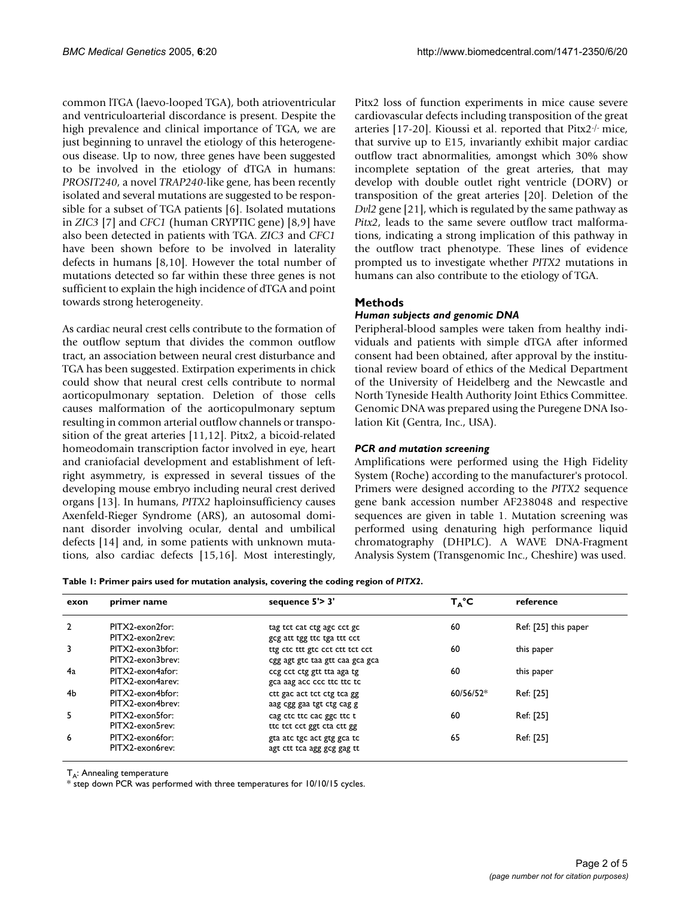common lTGA (laevo-looped TGA), both atrioventricular and ventriculoarterial discordance is present. Despite the high prevalence and clinical importance of TGA, we are just beginning to unravel the etiology of this heterogeneous disease. Up to now, three genes have been suggested to be involved in the etiology of dTGA in humans: *PROSIT240*, a novel *TRAP240*-like gene, has been recently isolated and several mutations are suggested to be responsible for a subset of TGA patients [6]. Isolated mutations in *ZIC3* [7] and *CFC1* (human CRYPTIC gene) [8,9] have also been detected in patients with TGA. *ZIC3* and *CFC1* have been shown before to be involved in laterality defects in humans [8,10]. However the total number of mutations detected so far within these three genes is not sufficient to explain the high incidence of dTGA and point towards strong heterogeneity.

As cardiac neural crest cells contribute to the formation of the outflow septum that divides the common outflow tract, an association between neural crest disturbance and TGA has been suggested. Extirpation experiments in chick could show that neural crest cells contribute to normal aorticopulmonary septation. Deletion of those cells causes malformation of the aorticopulmonary septum resulting in common arterial outflow channels or transposition of the great arteries [11,12]. Pitx2, a bicoid-related homeodomain transcription factor involved in eye, heart and craniofacial development and establishment of left-right asymmetry, is expressed in several tissues of the developing mouse embryo including neural crest derived organs [13]. In humans, *PITX2* haploinsufficiency causes Axenfeld-Rieger Syndrome (ARS), an autosomal dominant disorder involving ocular, dental and umbilical defects [14] and, in some patients with unknown mutations, also cardiac defects [15,16]. Most interestingly, Pitx2 loss of function experiments in mice cause severe cardiovascular defects including transposition of the great arteries [17-20]. Kioussi et al. reported that *Pitx2*$^{-/-}$ mice, that survive up to E15, invariantly exhibit major cardiac outflow tract abnormalities, amongst which 30% show incomplete septation of the great arteries, that may develop with double outlet right ventricle (DORV) or transposition of the great arteries [20]. Deletion of the *Dvl2* gene [21], which is regulated by the same pathway as *Pitx2*, leads to the same severe outflow tract malformations, indicating a strong implication of this pathway in the outflow tract phenotype. These lines of evidence prompted us to investigate whether *PITX2* mutations in humans can also contribute to the etiology of TGA.

## Methods

### *Human subjects and genomic DNA*

Peripheral-blood samples were taken from healthy individuals and patients with simple dTGA after informed consent had been obtained, after approval by the institutional review board of ethics of the Medical Department of the University of Heidelberg and the Newcastle and North Tyneside Health Authority Joint Ethics Committee. Genomic DNA was prepared using the Puregene DNA Isolation Kit (Gentra, Inc., USA).

### *PCR and mutation screening*

Amplifications were performed using the High Fidelity System (Roche) according to the manufacturer's protocol. Primers were designed according to the *PITX2* sequence gene bank accession number AF238048 and respective sequences are given in table 1. Mutation screening was performed using denaturing high performance liquid chromatography (DHPLC). A WAVE DNA-Fragment Analysis System (Transgenomic Inc., Cheshire) was used.

**Table 1: Primer pairs used for mutation analysis, covering the coding region of *PITX2*.**

| exon | primer name | sequence 5'> 3' | $T_A$°C | reference |
|---|---|---|---|---|
| 2 | PITX2-exon2for:<br>PITX2-exon2rev: | tag tct cat ctg agc cct gc<br>gcg att tgg ttc tga ttt cct | 60 | Ref: [25] this paper |
| 3 | PITX2-exon3bfor:<br>PITX2-exon3brev: | ttg ctc ttt gtc cct ctt tct cct<br>cgg agt gtc taa gtt caa gca gca | 60 | this paper |
| 4a | PITX2-exon4afor:<br>PITX2-exon4arev: | ccg cct ctg gtt tta aga tg<br>gca aag acc ccc ttc ttc tc | 60 | this paper |
| 4b | PITX2-exon4bfor:<br>PITX2-exon4brev: | ctt gac act tct ctg tca gg<br>aag cgg gaa tgt ctg cag g | 60/56/52* | Ref: [25] |
| 5 | PITX2-exon5for:<br>PITX2-exon5rev: | cag ctc ttc cac ggc ttc t<br>ttc tct cct ggt cta ctt gg | 60 | Ref: [25] |
| 6 | PITX2-exon6for:<br>PITX2-exon6rev: | gta atc tgc act gtg gca tc<br>agt ctt tca agg gcg gag tt | 65 | Ref: [25] |

$T_A$: Annealing temperature

\* step down PCR was performed with three temperatures for 10/10/15 cycles.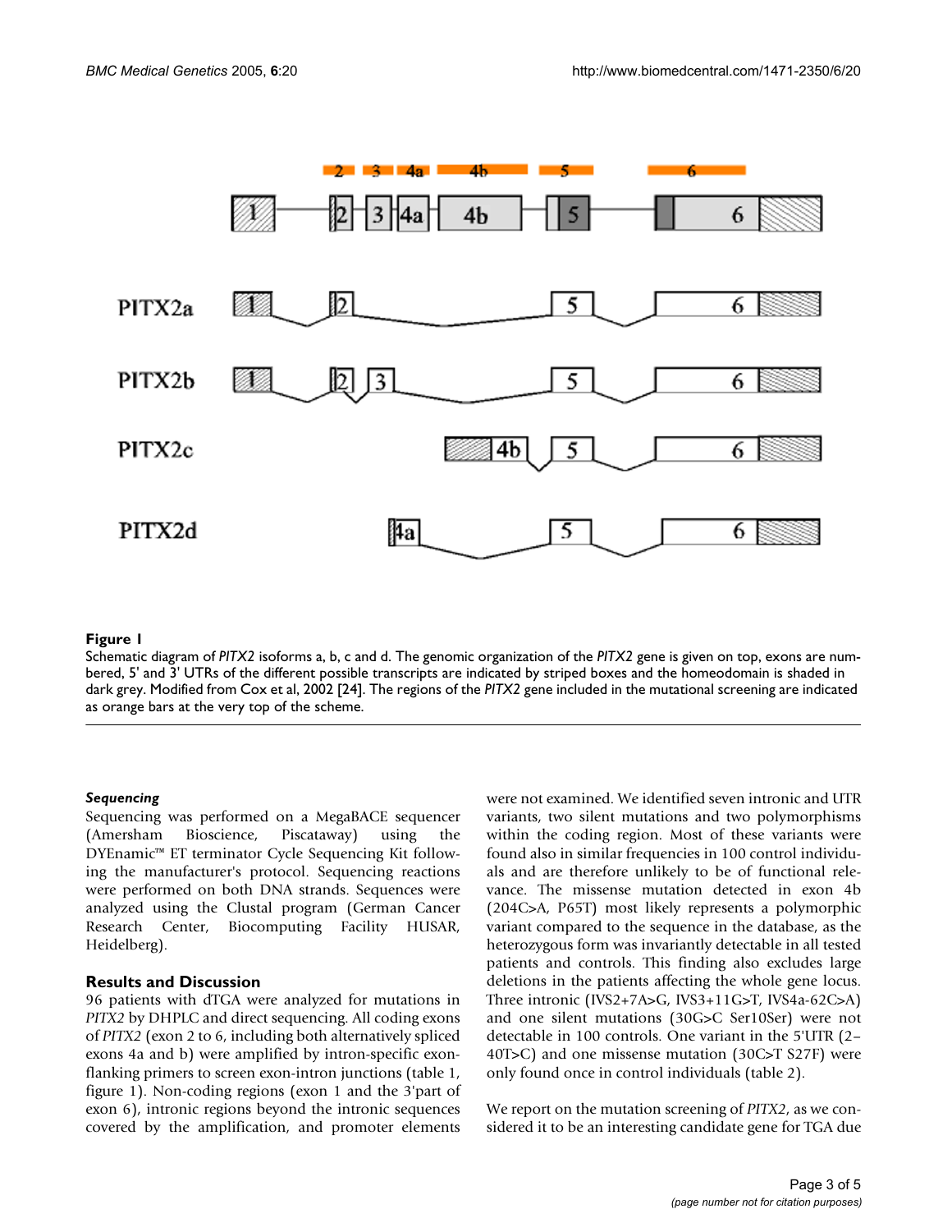**Figure 1**

Schematic diagram of *PITX2* isoforms a, b, c and d. The genomic organization of the *PITX2* gene is given on top, exons are numbered, 5' and 3' UTRs of the different possible transcripts are indicated by striped boxes and the homeodomain is shaded in dark grey. Modified from Cox et al, 2002 [24]. The regions of the *PITX2* gene included in the mutational screening are indicated as orange bars at the very top of the scheme.

### *Sequencing*

Sequencing was performed on a MegaBACE sequencer (Amersham Bioscience, Piscataway) using the DYEnamic™ ET terminator Cycle Sequencing Kit following the manufacturer's protocol. Sequencing reactions were performed on both DNA strands. Sequences were analyzed using the Clustal program (German Cancer Research Center, Biocomputing Facility HUSAR, Heidelberg).

## Results and Discussion

96 patients with dTGA were analyzed for mutations in *PITX2* by DHPLC and direct sequencing. All coding exons of *PITX2* (exon 2 to 6, including both alternatively spliced exons 4a and b) were amplified by intron-specific exon-flanking primers to screen exon-intron junctions (table 1, figure 1). Non-coding regions (exon 1 and the 3'part of exon 6), intronic regions beyond the intronic sequences covered by the amplification, and promoter elements were not examined. We identified seven intronic and UTR variants, two silent mutations and two polymorphisms within the coding region. Most of these variants were found also in similar frequencies in 100 control individuals and are therefore unlikely to be of functional relevance. The missense mutation detected in exon 4b (204C>A, P65T) most likely represents a polymorphic variant compared to the sequence in the database, as the heterozygous form was invariantly detectable in all tested patients and controls. This finding also excludes large deletions in the patients affecting the whole gene locus. Three intronic (IVS2+7A>G, IVS3+11G>T, IVS4a-62C>A) and one silent mutations (30G>C Ser10Ser) were not detectable in 100 controls. One variant in the 5'UTR (2–40T>C) and one missense mutation (30C>T S27F) were only found once in control individuals (table 2).

We report on the mutation screening of *PITX2*, as we considered it to be an interesting candidate gene for TGA due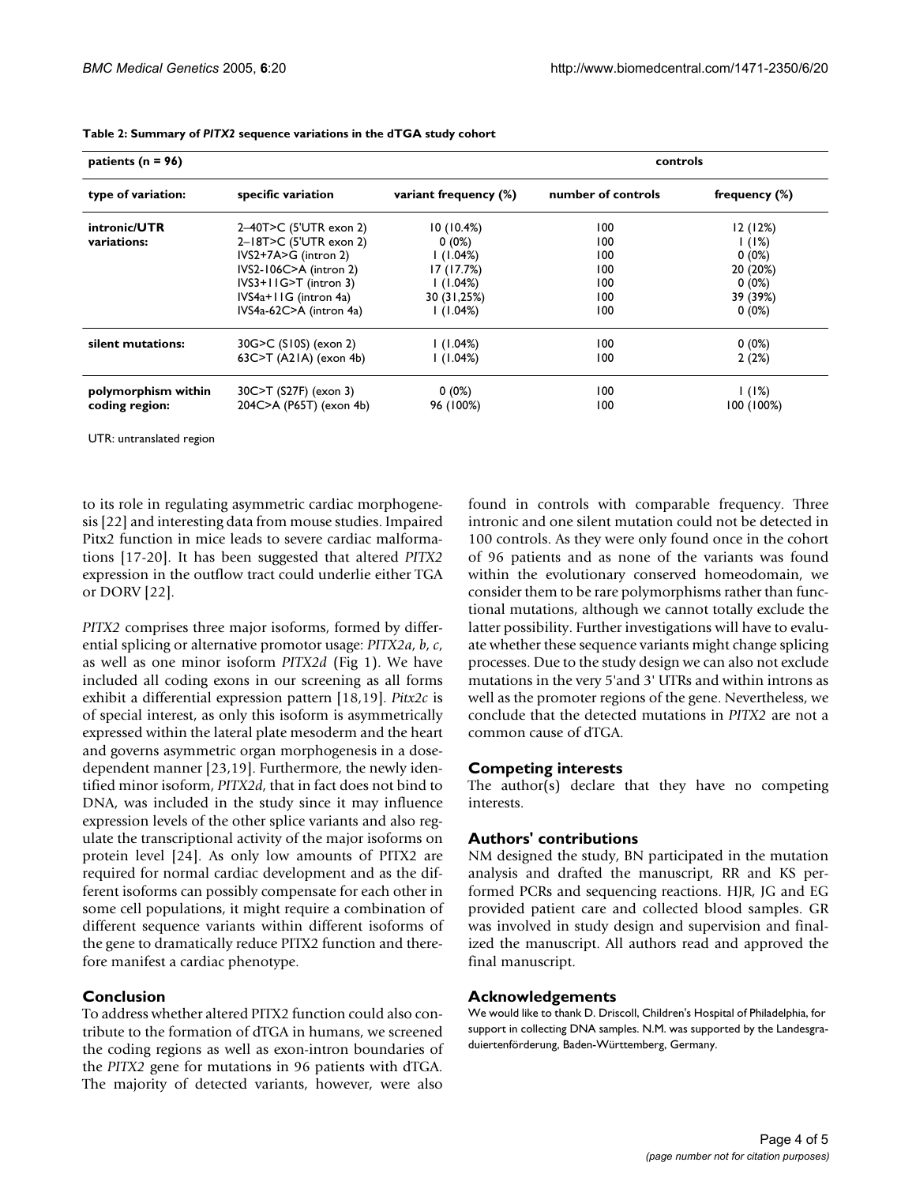**Table 2: Summary of *PITX2* sequence variations in the dTGA study cohort**

| patients (n = 96) | | | controls | |
|---|---|---|---|---|
| **type of variation:** | **specific variation** | **variant frequency (%)** | **number of controls** | **frequency (%)** |
| **intronic/UTR variations:** | 2–40T>C (5'UTR exon 2) | 10 (10.4%) | 100 | 12 (12%) |
| | 2–18T>C (5'UTR exon 2) | 0 (0%) | 100 | 1 (1%) |
| | IVS2+7A>G (intron 2) | 1 (1.04%) | 100 | 0 (0%) |
| | IVS2-106C>A (intron 2) | 17 (17.7%) | 100 | 20 (20%) |
| | IVS3+11G>T (intron 3) | 1 (1.04%) | 100 | 0 (0%) |
| | IVS4a+11G (intron 4a) | 30 (31,25%) | 100 | 39 (39%) |
| | IVS4a-62C>A (intron 4a) | 1 (1.04%) | 100 | 0 (0%) |
| **silent mutations:** | 30G>C (S10S) (exon 2) | 1 (1.04%) | 100 | 0 (0%) |
| | 63C>T (A21A) (exon 4b) | 1 (1.04%) | 100 | 2 (2%) |
| **polymorphism within coding region:** | 30C>T (S27F) (exon 3) | 0 (0%) | 100 | 1 (1%) |
| | 204C>A (P65T) (exon 4b) | 96 (100%) | 100 | 100 (100%) |

UTR: untranslated region

to its role in regulating asymmetric cardiac morphogenesis [22] and interesting data from mouse studies. Impaired Pitx2 function in mice leads to severe cardiac malformations [17-20]. It has been suggested that altered *PITX2* expression in the outflow tract could underlie either TGA or DORV [22].

*PITX2* comprises three major isoforms, formed by differential splicing or alternative promotor usage: *PITX2a*, *b*, *c*, as well as one minor isoform *PITX2d* (Fig 1). We have included all coding exons in our screening as all forms exhibit a differential expression pattern [18,19]. *Pitx2c* is of special interest, as only this isoform is asymmetrically expressed within the lateral plate mesoderm and the heart and governs asymmetric organ morphogenesis in a dose-dependent manner [23,19]. Furthermore, the newly identified minor isoform, *PITX2d*, that in fact does not bind to DNA, was included in the study since it may influence expression levels of the other splice variants and also regulate the transcriptional activity of the major isoforms on protein level [24]. As only low amounts of PITX2 are required for normal cardiac development and as the different isoforms can possibly compensate for each other in some cell populations, it might require a combination of different sequence variants within different isoforms of the gene to dramatically reduce PITX2 function and therefore manifest a cardiac phenotype.

## Conclusion

To address whether altered PITX2 function could also contribute to the formation of dTGA in humans, we screened the coding regions as well as exon-intron boundaries of the *PITX2* gene for mutations in 96 patients with dTGA. The majority of detected variants, however, were also found in controls with comparable frequency. Three intronic and one silent mutation could not be detected in 100 controls. As they were only found once in the cohort of 96 patients and as none of the variants was found within the evolutionary conserved homeodomain, we consider them to be rare polymorphisms rather than functional mutations, although we cannot totally exclude the latter possibility. Further investigations will have to evaluate whether these sequence variants might change splicing processes. Due to the study design we can also not exclude mutations in the very 5'and 3' UTRs and within introns as well as the promoter regions of the gene. Nevertheless, we conclude that the detected mutations in *PITX2* are not a common cause of dTGA.

## Competing interests

The author(s) declare that they have no competing interests.

## Authors' contributions

NM designed the study, BN participated in the mutation analysis and drafted the manuscript, RR and KS performed PCRs and sequencing reactions. HJR, JG and EG provided patient care and collected blood samples. GR was involved in study design and supervision and finalized the manuscript. All authors read and approved the final manuscript.

## Acknowledgements

We would like to thank D. Driscoll, Children's Hospital of Philadelphia, for support in collecting DNA samples. N.M. was supported by the Landesgraduiertenförderung, Baden-Württemberg, Germany.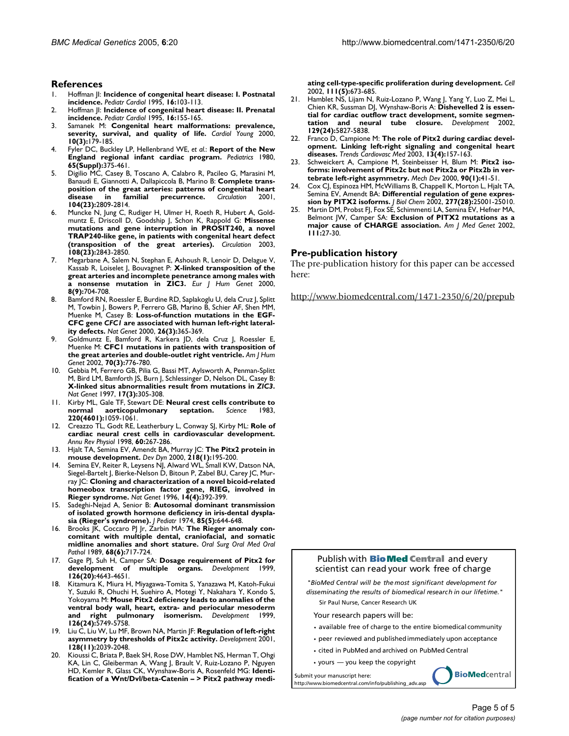## References

1. Hoffman JI: **Incidence of congenital heart disease: I. Postnatal incidence.** *Pediatr Cardiol* 1995, **16:**103-113.
2. Hoffman JI: **Incidence of congenital heart disease: II. Prenatal incidence.** *Pediatr Cardiol* 1995, **16:**155-165.
3. Samanek M: **Congenital heart malformations: prevalence, severity, survival, and quality of life.** *Cardiol Young* 2000, **10(3):**179-185.
4. Fyler DC, Buckley LP, Hellenbrand WE, *et al.*: **Report of the New England regional infant cardiac program.** *Pediatrics* 1980, **65(Suppl):**375-461.
5. Digilio MC, Casey B, Toscano A, Calabro R, Pacileo G, Marasini M, Banaudi E, Giannotti A, Dallapiccola B, Marino B: **Complete transposition of the great arteries: patterns of congenital heart disease in familial precurrence.** *Circulation* 2001, **104(23):**2809-2814.
6. Muncke N, Jung C, Rudiger H, Ulmer H, Roeth R, Hubert A, Goldmuntz E, Driscoll D, Goodship J, Schon K, Rappold G: **Missense mutations and gene interruption in PROSIT240, a novel TRAP240-like gene, in patients with congenital heart defect (transposition of the great arteries).** *Circulation* 2003, **108(23):**2843-2850.
7. Megarbane A, Salem N, Stephan E, Ashoush R, Lenoir D, Delague V, Kassab R, Loiselet J, Bouvagnet P: **X-linked transposition of the great arteries and incomplete penetrance among males with a nonsense mutation in ZIC3.** *Eur J Hum Genet* 2000, **8(9):**704-708.
8. Bamford RN, Roessler E, Burdine RD, Saplakoglu U, dela Cruz J, Splitt M, Towbin J, Bowers P, Ferrero GB, Marino B, Schier AF, Shen MM, Muenke M, Casey B: **Loss-of-function mutations in the EGF-CFC gene *CFC1* are associated with human left-right laterality defects.** *Nat Genet* 2000, **26(3):**365-369.
9. Goldmuntz E, Bamford R, Karkera JD, dela Cruz J, Roessler E, Muenke M: **CFC1 mutations in patients with transposition of the great arteries and double-outlet right ventricle.** *Am J Hum Genet* 2002, **70(3):**776-780.
10. Gebbia M, Ferrero GB, Pilia G, Bassi MT, Aylsworth A, Penman-Splitt M, Bird LM, Bamforth JS, Burn J, Schlessinger D, Nelson DL, Casey B: **X-linked situs abnormalities result from mutations in *ZIC3*.** *Nat Genet* 1997, **17(3):**305-308.
11. Kirby ML, Gale TF, Stewart DE: **Neural crest cells contribute to normal aorticopulmonary septation.** *Science* 1983, **220(4601):**1059-1061.
12. Creazzo TL, Godt RE, Leatherbury L, Conway SJ, Kirby ML: **Role of cardiac neural crest cells in cardiovascular development.** *Annu Rev Physiol* 1998, **60:**267-286.
13. Hjalt TA, Semina EV, Amendt BA, Murray JC: **The Pitx2 protein in mouse development.** *Dev Dyn* 2000, **218(1):**195-200.
14. Semina EV, Reiter R, Leysens NJ, Alward WL, Small KW, Datson NA, Siegel-Bartelt J, Bierke-Nelson D, Bitoun P, Zabel BU, Carey JC, Murray JC: **Cloning and characterization of a novel bicoid-related homeobox transcription factor gene, RIEG, involved in Rieger syndrome.** *Nat Genet* 1996, **14(4):**392-399.
15. Sadeghi-Nejad A, Senior B: **Autosomal dominant transmission of isolated growth hormone deficiency in iris-dental dysplasia (Rieger's syndrome).** *J Pediatr* 1974, **85(5):**644-648.
16. Brooks JK, Coccaro PJ Jr, Zarbin MA: **The Rieger anomaly concomitant with multiple dental, craniofacial, and somatic midline anomalies and short stature.** *Oral Surg Oral Med Oral Pathol* 1989, **68(6):**717-724.
17. Gage PJ, Suh H, Camper SA: **Dosage requirement of Pitx2 for development of multiple organs.** *Development* 1999, **126(20):**4643-4651.
18. Kitamura K, Miura H, Miyagawa-Tomita S, Yanazawa M, Katoh-Fukui Y, Suzuki R, Ohuchi H, Suehiro A, Motegi Y, Nakahara Y, Kondo S, Yokoyama M: **Mouse Pitx2 deficiency leads to anomalies of the ventral body wall, heart, extra- and periocular mesoderm and right pulmonary isomerism.** *Development* 1999, **126(24):**5749-5758.
19. Liu C, Liu W, Lu MF, Brown NA, Martin JF: **Regulation of left-right asymmetry by thresholds of Pitx2c activity.** *Development* 2001, **128(11):**2039-2048.
20. Kioussi C, Briata P, Baek SH, Rose DW, Hamblet NS, Herman T, Ohgi KA, Lin C, Gleiberman A, Wang J, Brault V, Ruiz-Lozano P, Nguyen HD, Kemler R, Glass CK, Wynshaw-Boris A, Rosenfeld MG: **Identification of a Wnt/Dvl/beta-Catenin -- > Pitx2 pathway mediating cell-type-specific proliferation during development.** *Cell* 2002, **111(5):**673-685.
21. Hamblet NS, Lijam N, Ruiz-Lozano P, Wang J, Yang Y, Luo Z, Mei L, Chien KR, Sussman DJ, Wynshaw-Boris A: **Dishevelled 2 is essential for cardiac outflow tract development, somite segmentation and neural tube closure.** *Development* 2002, **129(24):**5827-5838.
22. Franco D, Campione M: **The role of Pitx2 during cardiac development. Linking left-right signaling and congenital heart diseases.** *Trends Cardiovasc Med* 2003, **13(4):**157-163.
23. Schweickert A, Campione M, Steinbeisser H, Blum M: **Pitx2 isoforms: involvement of Pitx2c but not Pitx2a or Pitx2b in vertebrate left-right asymmetry.** *Mech Dev* 2000, **90(1):**41-51.
24. Cox CJ, Espinoza HM, McWilliams B, Chappell K, Morton L, Hjalt TA, Semina EV, Amendt BA: **Differential regulation of gene expression by PITX2 isoforms.** *J Biol Chem* 2002, **277(28):**25001-25010.
25. Martin DM, Probst FJ, Fox SE, Schimmenti LA, Semina EV, Hefner MA, Belmont JW, Camper SA: **Exclusion of PITX2 mutations as a major cause of CHARGE association.** *Am J Med Genet* 2002, **111:**27-30.

## Pre-publication history

The pre-publication history for this paper can be accessed here:

http://www.biomedcentral.com/1471-2350/6/20/prepub

Publish with **BioMed Central** and every scientist can read your work free of charge

*"BioMed Central will be the most significant development for disseminating the results of biomedical research in our lifetime."*

Sir Paul Nurse, Cancer Research UK

Your research papers will be:

- available free of charge to the entire biomedical community
- peer reviewed and published immediately upon acceptance
- cited in PubMed and archived on PubMed Central
- yours — you keep the copyright

Submit your manuscript here:
http://www.biomedcentral.com/info/publishing_adv.asp

BioMedcentral